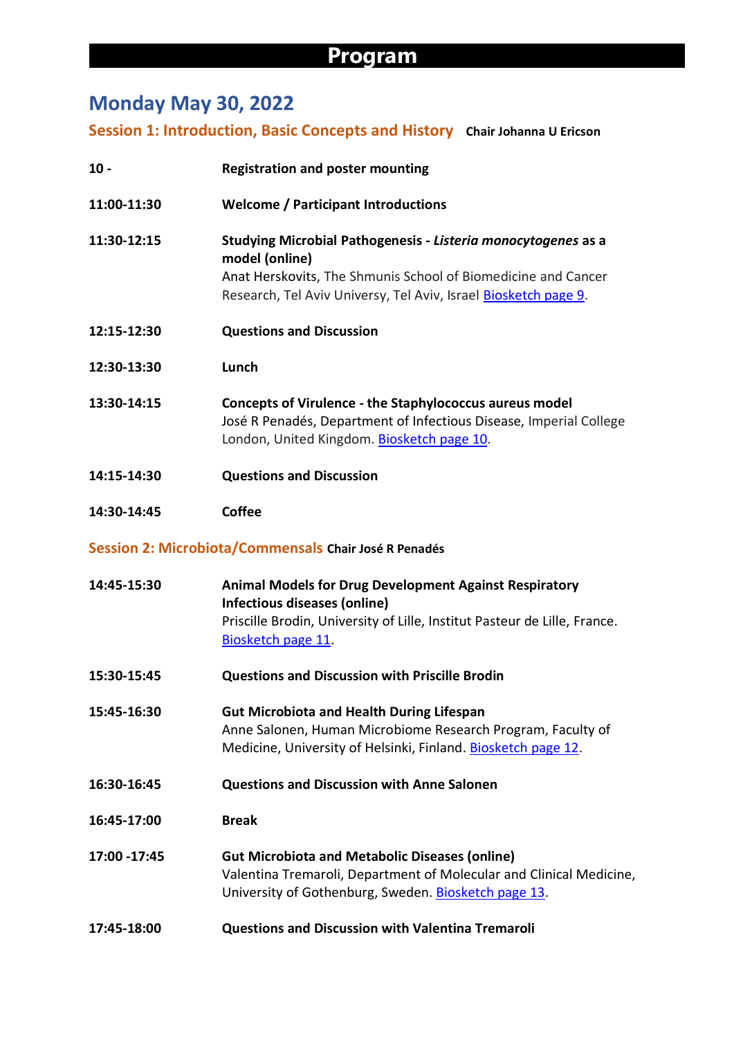# Program

## Monday May 30, 2022

### Session 1: Introduction, Basic Concepts and History **Chair Johanna U Ericson**

**10 -** **Registration and poster mounting**

**11:00-11:30** **Welcome / Participant Introductions**

**11:30-12:15** **Studying Microbial Pathogenesis - *Listeria monocytogenes* as a model (online)**
Anat Herskovits, The Shmunis School of Biomedicine and Cancer Research, Tel Aviv Universy, Tel Aviv, Israel Biosketch page 9.

**12:15-12:30** **Questions and Discussion**

**12:30-13:30** **Lunch**

**13:30-14:15** **Concepts of Virulence - the Staphylococcus aureus model**
José R Penadés, Department of Infectious Disease, Imperial College London, United Kingdom. Biosketch page 10.

**14:15-14:30** **Questions and Discussion**

**14:30-14:45** **Coffee**

### Session 2: Microbiota/Commensals **Chair José R Penadés**

**14:45-15:30** **Animal Models for Drug Development Against Respiratory Infectious diseases (online)**
Priscille Brodin, University of Lille, Institut Pasteur de Lille, France. Biosketch page 11.

**15:30-15:45** **Questions and Discussion with Priscille Brodin**

**15:45-16:30** **Gut Microbiota and Health During Lifespan**
Anne Salonen, Human Microbiome Research Program, Faculty of Medicine, University of Helsinki, Finland. Biosketch page 12.

**16:30-16:45** **Questions and Discussion with Anne Salonen**

**16:45-17:00** **Break**

**17:00 -17:45** **Gut Microbiota and Metabolic Diseases (online)**
Valentina Tremaroli, Department of Molecular and Clinical Medicine, University of Gothenburg, Sweden. Biosketch page 13.

**17:45-18:00** **Questions and Discussion with Valentina Tremaroli**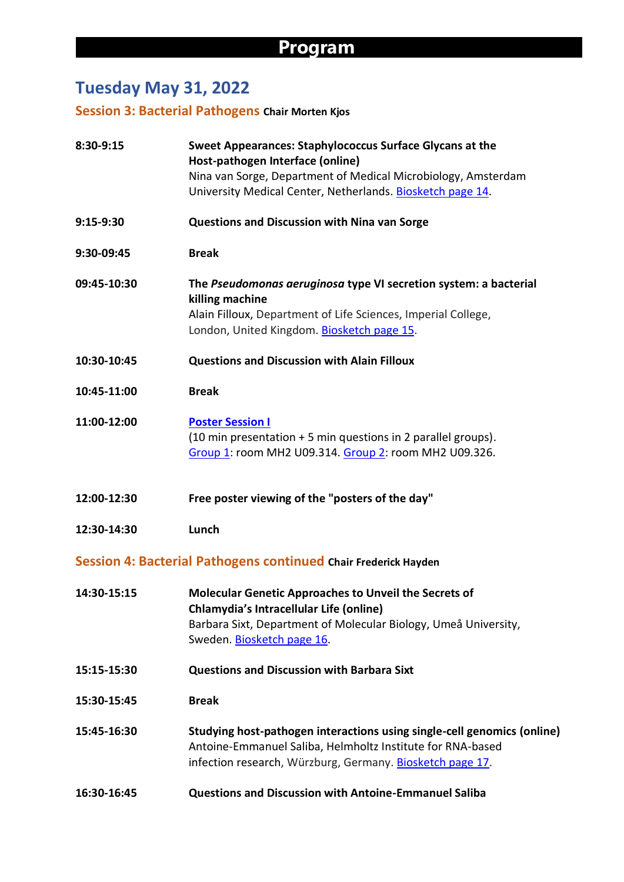# Program

## Tuesday May 31, 2022

### Session 3: Bacterial Pathogens **Chair Morten Kjos**

| | |
|---|---|
| **8:30-9:15** | **Sweet Appearances: Staphylococcus Surface Glycans at the Host-pathogen Interface (online)**<br>Nina van Sorge, Department of Medical Microbiology, Amsterdam University Medical Center, Netherlands. Biosketch page 14. |
| **9:15-9:30** | **Questions and Discussion with Nina van Sorge** |
| **9:30-09:45** | **Break** |
| **09:45-10:30** | **The *Pseudomonas aeruginosa* type VI secretion system: a bacterial killing machine**<br>Alain Filloux, Department of Life Sciences, Imperial College, London, United Kingdom. Biosketch page 15. |
| **10:30-10:45** | **Questions and Discussion with Alain Filloux** |
| **10:45-11:00** | **Break** |
| **11:00-12:00** | **Poster Session I**<br>(10 min presentation + 5 min questions in 2 parallel groups).<br>Group 1: room MH2 U09.314. Group 2: room MH2 U09.326. |
| **12:00-12:30** | **Free poster viewing of the "posters of the day"** |
| **12:30-14:30** | **Lunch** |

### Session 4: Bacterial Pathogens continued **Chair Frederick Hayden**

| | |
|---|---|
| **14:30-15:15** | **Molecular Genetic Approaches to Unveil the Secrets of Chlamydia's Intracellular Life (online)**<br>Barbara Sixt, Department of Molecular Biology, Umeå University, Sweden. Biosketch page 16. |
| **15:15-15:30** | **Questions and Discussion with Barbara Sixt** |
| **15:30-15:45** | **Break** |
| **15:45-16:30** | **Studying host-pathogen interactions using single-cell genomics (online)**<br>Antoine-Emmanuel Saliba, Helmholtz Institute for RNA-based infection research, Würzburg, Germany. Biosketch page 17. |
| **16:30-16:45** | **Questions and Discussion with Antoine-Emmanuel Saliba** |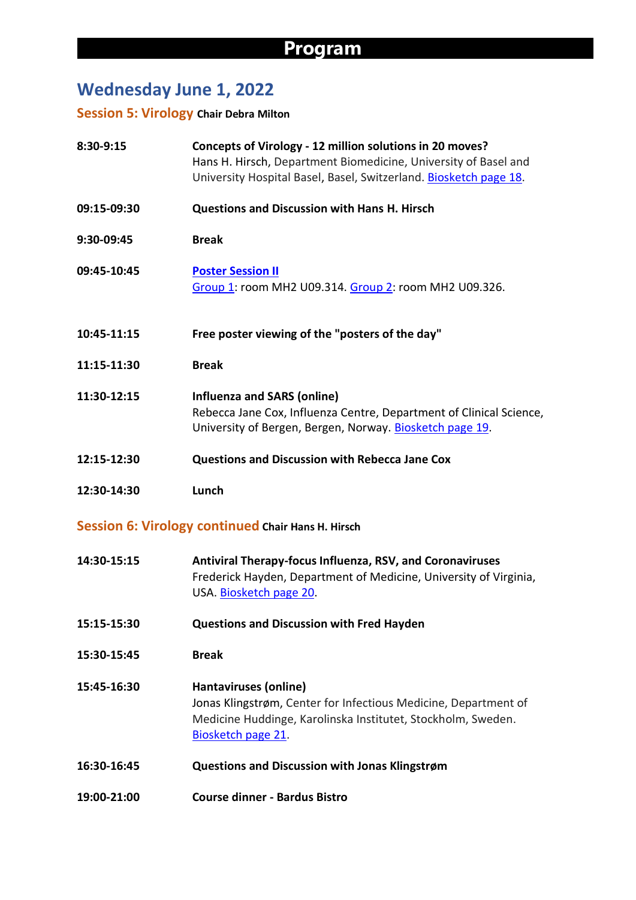# Program

## Wednesday June 1, 2022

### Session 5: Virology **Chair Debra Milton**

| | |
|---|---|
| 8:30-9:15 | **Concepts of Virology - 12 million solutions in 20 moves?**<br>Hans H. Hirsch, Department Biomedicine, University of Basel and University Hospital Basel, Basel, Switzerland. Biosketch page 18. |
| 09:15-09:30 | **Questions and Discussion with Hans H. Hirsch** |
| 9:30-09:45 | **Break** |
| 09:45-10:45 | **Poster Session II**<br>Group 1: room MH2 U09.314. Group 2: room MH2 U09.326. |
| 10:45-11:15 | **Free poster viewing of the "posters of the day"** |
| 11:15-11:30 | **Break** |
| 11:30-12:15 | **Influenza and SARS (online)**<br>Rebecca Jane Cox, Influenza Centre, Department of Clinical Science, University of Bergen, Bergen, Norway. Biosketch page 19. |
| 12:15-12:30 | **Questions and Discussion with Rebecca Jane Cox** |
| 12:30-14:30 | **Lunch** |

### Session 6: Virology continued **Chair Hans H. Hirsch**

| | |
|---|---|
| 14:30-15:15 | **Antiviral Therapy-focus Influenza, RSV, and Coronaviruses**<br>Frederick Hayden, Department of Medicine, University of Virginia, USA. Biosketch page 20. |
| 15:15-15:30 | **Questions and Discussion with Fred Hayden** |
| 15:30-15:45 | **Break** |
| 15:45-16:30 | **Hantaviruses (online)**<br>Jonas Klingstrøm, Center for Infectious Medicine, Department of Medicine Huddinge, Karolinska Institutet, Stockholm, Sweden. Biosketch page 21. |
| 16:30-16:45 | **Questions and Discussion with Jonas Klingstrøm** |
| 19:00-21:00 | **Course dinner - Bardus Bistro** |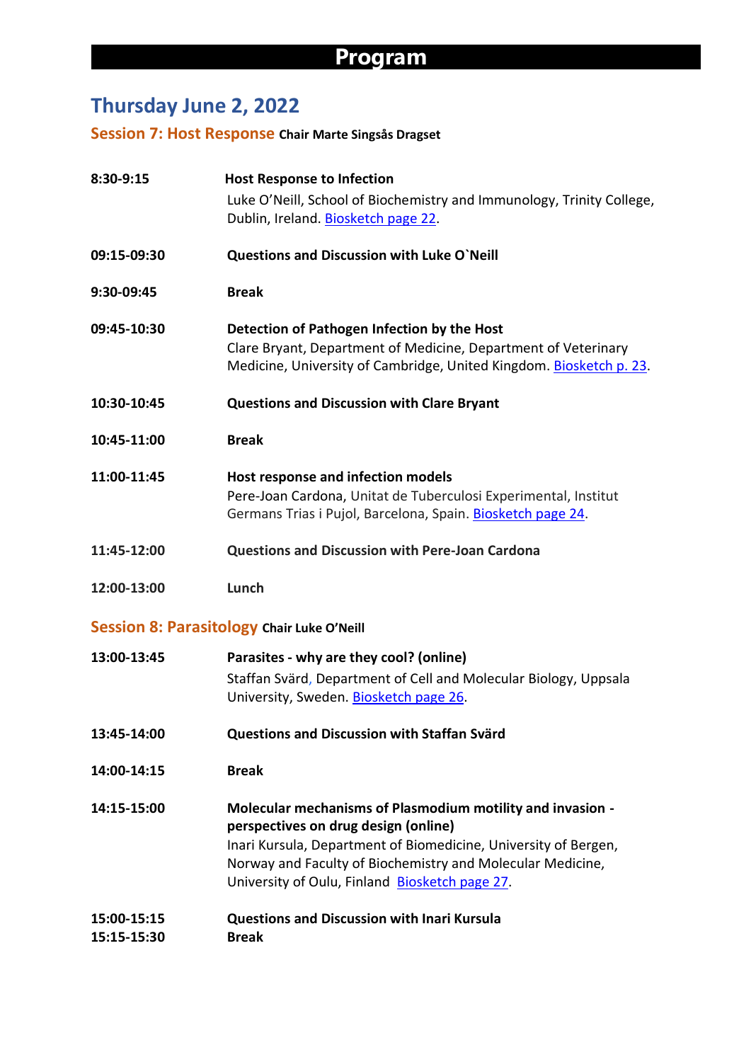# Program

## Thursday June 2, 2022

### Session 7: Host Response **Chair Marte Singsås Dragset**

**8:30-9:15** **Host Response to Infection**
Luke O'Neill, School of Biochemistry and Immunology, Trinity College, Dublin, Ireland. Biosketch page 22.

**09:15-09:30** **Questions and Discussion with Luke O`Neill**

**9:30-09:45** **Break**

**09:45-10:30** **Detection of Pathogen Infection by the Host**
Clare Bryant, Department of Medicine, Department of Veterinary Medicine, University of Cambridge, United Kingdom. Biosketch p. 23.

**10:30-10:45** **Questions and Discussion with Clare Bryant**

**10:45-11:00** **Break**

**11:00-11:45** **Host response and infection models**
Pere-Joan Cardona, Unitat de Tuberculosi Experimental, Institut Germans Trias i Pujol, Barcelona, Spain. Biosketch page 24.

**11:45-12:00** **Questions and Discussion with Pere-Joan Cardona**

**12:00-13:00** **Lunch**

### Session 8: Parasitology **Chair Luke O'Neill**

**13:00-13:45** **Parasites - why are they cool? (online)**
Staffan Svärd, Department of Cell and Molecular Biology, Uppsala University, Sweden. Biosketch page 26.

**13:45-14:00** **Questions and Discussion with Staffan Svärd**

**14:00-14:15** **Break**

**14:15-15:00** **Molecular mechanisms of Plasmodium motility and invasion - perspectives on drug design (online)**
Inari Kursula, Department of Biomedicine, University of Bergen, Norway and Faculty of Biochemistry and Molecular Medicine, University of Oulu, Finland Biosketch page 27.

**15:00-15:15** **Questions and Discussion with Inari Kursula**
**15:15-15:30** **Break**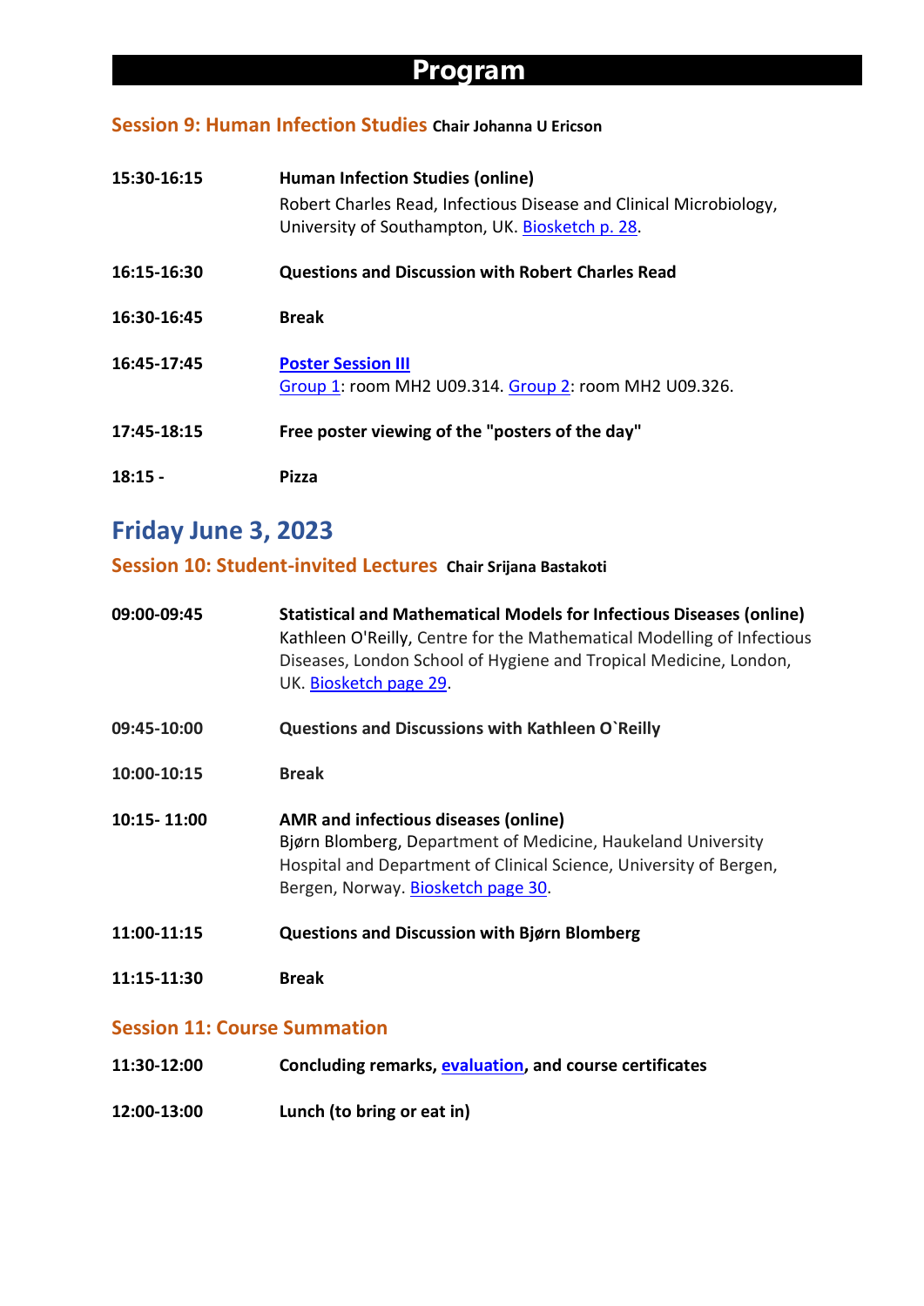# Program

## Session 9: Human Infection Studies **Chair Johanna U Ericson**

| | |
|---|---|
| **15:30-16:15** | **Human Infection Studies (online)** Robert Charles Read, Infectious Disease and Clinical Microbiology, University of Southampton, UK. [Biosketch p. 28](#). |
| **16:15-16:30** | **Questions and Discussion with Robert Charles Read** |
| **16:30-16:45** | **Break** |
| **16:45-17:45** | **[Poster Session III](#)** [Group 1](#): room MH2 U09.314. [Group 2](#): room MH2 U09.326. |
| **17:45-18:15** | **Free poster viewing of the "posters of the day"** |
| **18:15 -** | **Pizza** |

## Friday June 3, 2023

### Session 10: Student-invited Lectures **Chair Srijana Bastakoti**

| | |
|---|---|
| **09:00-09:45** | **Statistical and Mathematical Models for Infectious Diseases (online)** Kathleen O'Reilly, Centre for the Mathematical Modelling of Infectious Diseases, London School of Hygiene and Tropical Medicine, London, UK. [Biosketch page 29](#). |
| **09:45-10:00** | **Questions and Discussions with Kathleen O`Reilly** |
| **10:00-10:15** | **Break** |
| **10:15- 11:00** | **AMR and infectious diseases (online)** Bjørn Blomberg, Department of Medicine, Haukeland University Hospital and Department of Clinical Science, University of Bergen, Bergen, Norway. [Biosketch page 30](#). |
| **11:00-11:15** | **Questions and Discussion with Bjørn Blomberg** |
| **11:15-11:30** | **Break** |

### Session 11: Course Summation

| | |
|---|---|
| **11:30-12:00** | **Concluding remarks, [evaluation](#), and course certificates** |
| **12:00-13:00** | **Lunch (to bring or eat in)** |